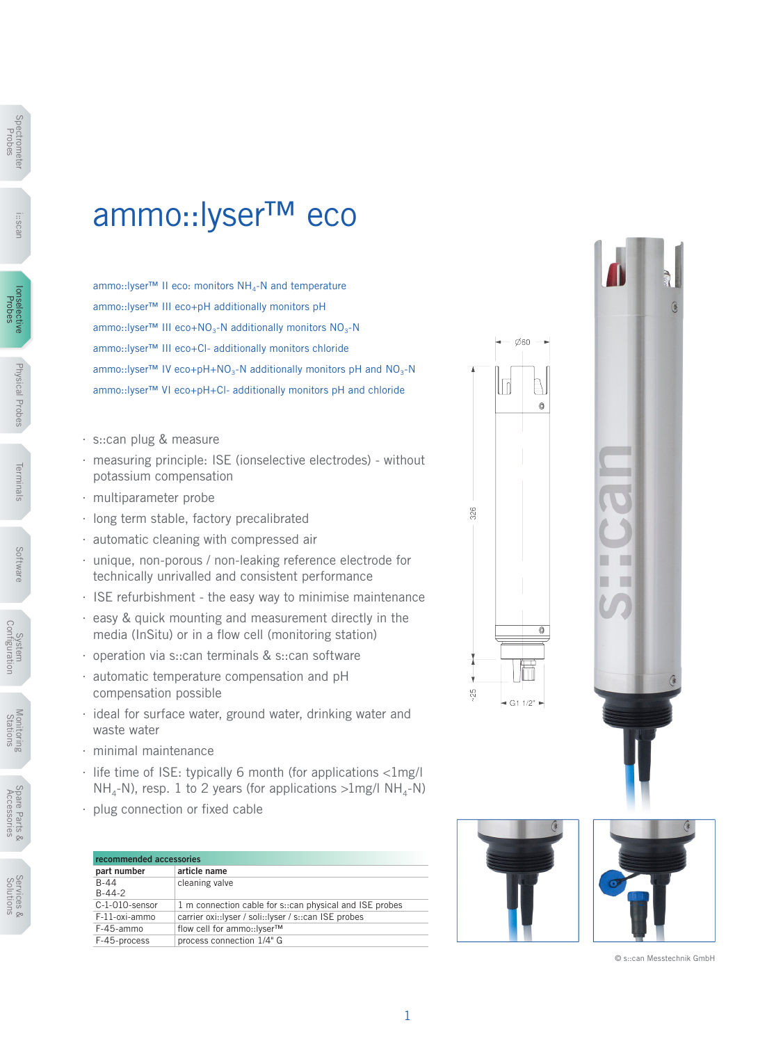# ammo::lyser™ eco

ammo::lyser™ II eco: monitors $NH_4$-N and temperature

ammo::lyser™ III eco+pH additionally monitors pH

ammo::lyser™ III eco+$NO_3$-N additionally monitors $NO_3$-N

ammo::lyser™ III eco+Cl- additionally monitors chloride

ammo::lyser™ IV eco+pH+$NO_3$-N additionally monitors pH and $NO_3$-N

ammo::lyser™ VI eco+pH+Cl- additionally monitors pH and chloride

- s::can plug & measure
- measuring principle: ISE (ionselective electrodes) - without potassium compensation
- multiparameter probe
- long term stable, factory precalibrated
- automatic cleaning with compressed air
- unique, non-porous / non-leaking reference electrode for technically unrivalled and consistent performance
- ISE refurbishment - the easy way to minimise maintenance
- easy & quick mounting and measurement directly in the media (InSitu) or in a flow cell (monitoring station)
- operation via s::can terminals & s::can software
- automatic temperature compensation and pH compensation possible
- ideal for surface water, ground water, drinking water and waste water
- minimal maintenance
- life time of ISE: typically 6 month (for applications <1mg/l $NH_4$-N), resp. 1 to 2 years (for applications >1mg/l $NH_4$-N)
- plug connection or fixed cable

| recommended accessories | |
|---|---|
| **part number** | **article name** |
| B-44<br>B-44-2 | cleaning valve |
| C-1-010-sensor | 1 m connection cable for s::can physical and ISE probes |
| F-11-oxi-ammo | carrier oxi::lyser / soli::lyser / s::can ISE probes |
| F-45-ammo | flow cell for ammo::lyser™ |
| F-45-process | process connection 1/4" G |

Ø60

326

~25

G1 1/2"

© s::can Messtechnik GmbH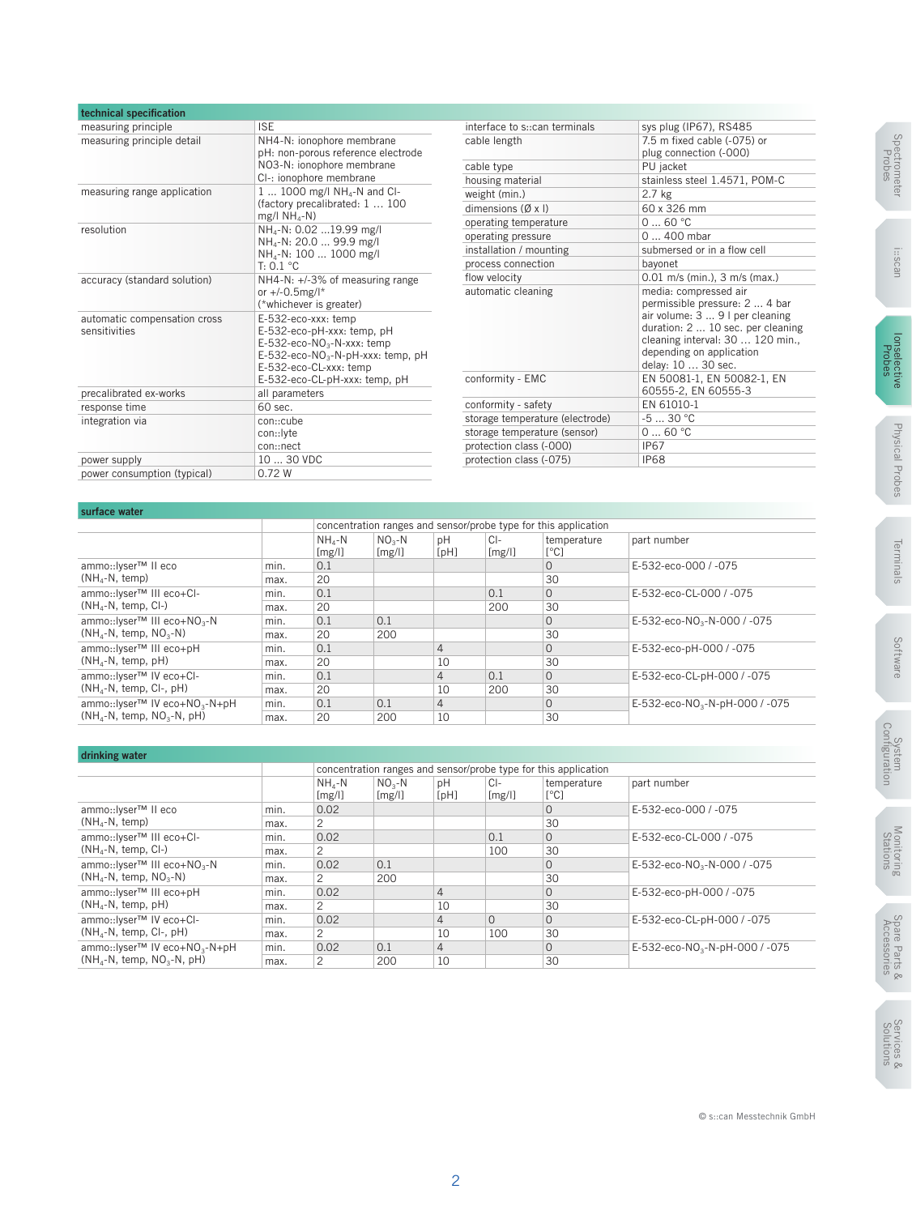## technical specification

| | |
|---|---|
| measuring principle | ISE |
| measuring principle detail | NH4-N: ionophore membrane<br>pH: non-porous reference electrode<br>NO3-N: ionophore membrane<br>Cl-: ionophore membrane |
| measuring range application | 1 ... 1000 mg/l $NH_4$-N and Cl-<br>(factory precalibrated: 1 ... 100 mg/l $NH_4$-N) |
| resolution | $NH_4$-N: 0.02 ...19.99 mg/l<br>$NH_4$-N: 20.0 ... 99.9 mg/l<br>$NH_4$-N: 100 ... 1000 mg/l<br>T: 0.1 °C |
| accuracy (standard solution) | NH4-N: +/-3% of measuring range or +/-0.5mg/l*<br>(*whichever is greater) |
| automatic compensation cross sensitivities | E-532-eco-xxx: temp<br>E-532-eco-pH-xxx: temp, pH<br>E-532-eco-$NO_3$-N-xxx: temp<br>E-532-eco-$NO_3$-N-pH-xxx: temp, pH<br>E-532-eco-CL-xxx: temp<br>E-532-eco-CL-pH-xxx: temp, pH |
| precalibrated ex-works | all parameters |
| response time | 60 sec. |
| integration via | con::cube<br>con::lyte<br>con::nect |
| power supply | 10 ... 30 VDC |
| power consumption (typical) | 0.72 W |
| interface to s::can terminals | sys plug (IP67), RS485 |
| cable length | 7.5 m fixed cable (-075) or plug connection (-000) |
| cable type | PU jacket |
| housing material | stainless steel 1.4571, POM-C |
| weight (min.) | 2.7 kg |
| dimensions (Ø x l) | 60 x 326 mm |
| operating temperature | 0 ... 60 °C |
| operating pressure | 0 ... 400 mbar |
| installation / mounting | submersed or in a flow cell |
| process connection | bayonet |
| flow velocity | 0.01 m/s (min.), 3 m/s (max.) |
| automatic cleaning | media: compressed air<br>permissible pressure: 2 ... 4 bar<br>air volume: 3 ... 9 l per cleaning<br>duration: 2 ... 10 sec. per cleaning<br>cleaning interval: 30 ... 120 min., depending on application<br>delay: 10 ... 30 sec. |
| conformity - EMC | EN 50081-1, EN 50082-1, EN 60555-2, EN 60555-3 |
| conformity - safety | EN 61010-1 |
| storage temperature (electrode) | -5 ... 30 °C |
| storage temperature (sensor) | 0 ... 60 °C |
| protection class (-000) | IP67 |
| protection class (-075) | IP68 |

## surface water

| | | concentration ranges and sensor/probe type for this application | | | | | |
|---|---|---|---|---|---|---|---|
| | | $NH_4$-N [mg/l] | $NO_3$-N [mg/l] | pH [pH] | Cl- [mg/l] | temperature [°C] | part number |
| ammo::lyser™ II eco ($NH_4$-N, temp) | min. | 0.1 | | | | 0 | E-532-eco-000 / -075 |
| | max. | 20 | | | | 30 | |
| ammo::lyser™ III eco+Cl- ($NH_4$-N, temp, Cl-) | min. | 0.1 | | | 0.1 | 0 | E-532-eco-CL-000 / -075 |
| | max. | 20 | | | 200 | 30 | |
| ammo::lyser™ III eco+$NO_3$-N ($NH_4$-N, temp, $NO_3$-N) | min. | 0.1 | 0.1 | | | 0 | E-532-eco-$NO_3$-N-000 / -075 |
| | max. | 20 | 200 | | | 30 | |
| ammo::lyser™ III eco+pH ($NH_4$-N, temp, pH) | min. | 0.1 | | 4 | | 0 | E-532-eco-pH-000 / -075 |
| | max. | 20 | | 10 | | 30 | |
| ammo::lyser™ IV eco+Cl- ($NH_4$-N, temp, Cl-, pH) | min. | 0.1 | | 4 | 0.1 | 0 | E-532-eco-CL-pH-000 / -075 |
| | max. | 20 | | 10 | 200 | 30 | |
| ammo::lyser™ IV eco+$NO_3$-N+pH ($NH_4$-N, temp, $NO_3$-N, pH) | min. | 0.1 | 0.1 | 4 | | 0 | E-532-eco-$NO_3$-N-pH-000 / -075 |
| | max. | 20 | 200 | 10 | | 30 | |

## drinking water

| | | concentration ranges and sensor/probe type for this application | | | | | |
|---|---|---|---|---|---|---|---|
| | | $NH_4$-N [mg/l] | $NO_3$-N [mg/l] | pH [pH] | Cl- [mg/l] | temperature [°C] | part number |
| ammo::lyser™ II eco ($NH_4$-N, temp) | min. | 0.02 | | | | 0 | E-532-eco-000 / -075 |
| | max. | 2 | | | | 30 | |
| ammo::lyser™ III eco+Cl- ($NH_4$-N, temp, Cl-) | min. | 0.02 | | | 0.1 | 0 | E-532-eco-CL-000 / -075 |
| | max. | 2 | | | 100 | 30 | |
| ammo::lyser™ III eco+$NO_3$-N ($NH_4$-N, temp, $NO_3$-N) | min. | 0.02 | 0.1 | | | 0 | E-532-eco-$NO_3$-N-000 / -075 |
| | max. | 2 | 200 | | | 30 | |
| ammo::lyser™ III eco+pH ($NH_4$-N, temp, pH) | min. | 0.02 | | 4 | | 0 | E-532-eco-pH-000 / -075 |
| | max. | 2 | | 10 | | 30 | |
| ammo::lyser™ IV eco+Cl- ($NH_4$-N, temp, Cl-, pH) | min. | 0.02 | | 4 | 0 | 0 | E-532-eco-CL-pH-000 / -075 |
| | max. | 2 | | 10 | 100 | 30 | |
| ammo::lyser™ IV eco+$NO_3$-N+pH ($NH_4$-N, temp, $NO_3$-N, pH) | min. | 0.02 | 0.1 | 4 | | 0 | E-532-eco-$NO_3$-N-pH-000 / -075 |
| | max. | 2 | 200 | 10 | | 30 | |

© s::can Messtechnik GmbH